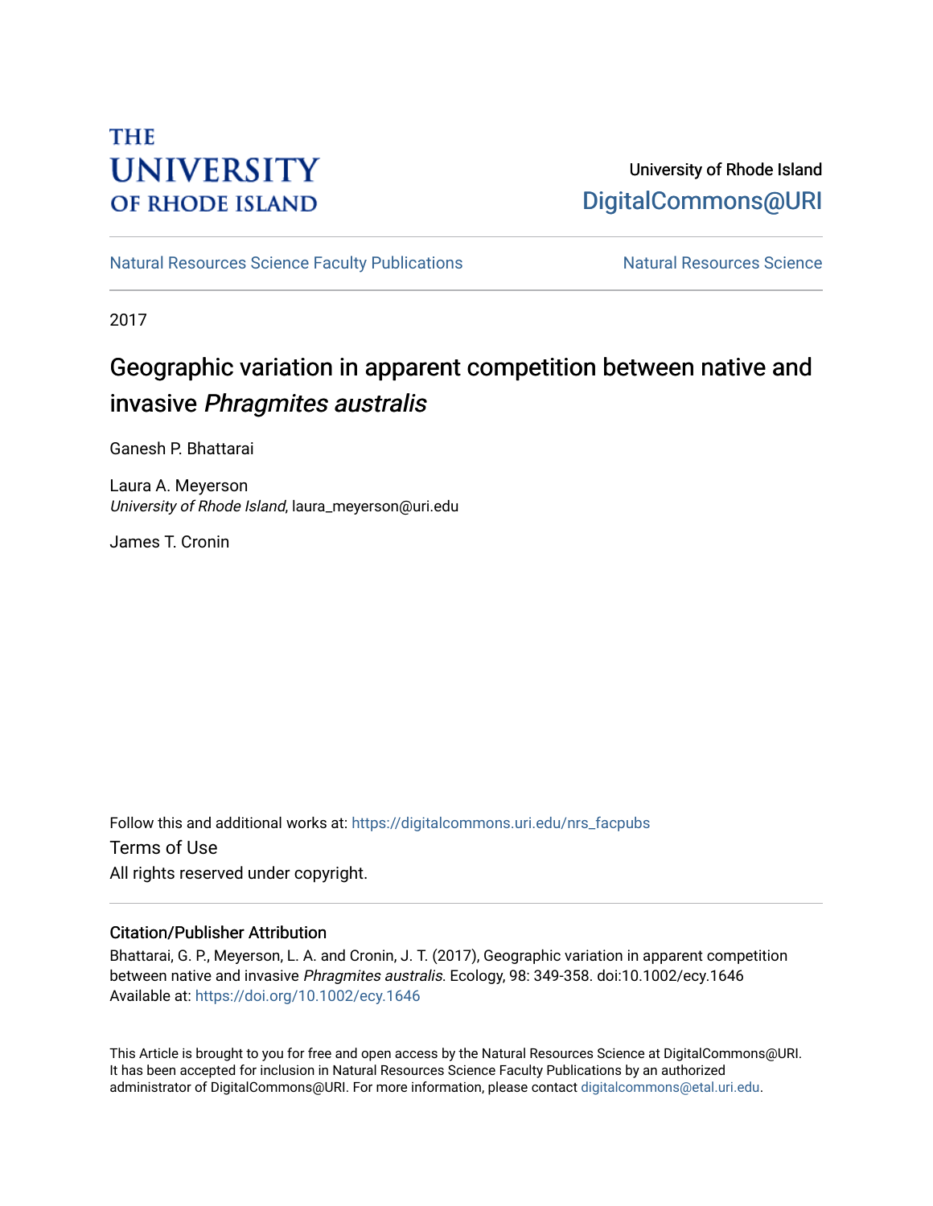THE UNIVERSITY OF RHODE ISLAND

University of Rhode Island
DigitalCommons@URI

Natural Resources Science Faculty Publications — Natural Resources Science

2017

# Geographic variation in apparent competition between native and invasive *Phragmites australis*

Ganesh P. Bhattarai

Laura A. Meyerson
*University of Rhode Island*, laura_meyerson@uri.edu

James T. Cronin

Follow this and additional works at: https://digitalcommons.uri.edu/nrs_facpubs

Terms of Use
All rights reserved under copyright.

### Citation/Publisher Attribution

Bhattarai, G. P., Meyerson, L. A. and Cronin, J. T. (2017), Geographic variation in apparent competition between native and invasive *Phragmites australis*. Ecology, 98: 349-358. doi:10.1002/ecy.1646
Available at: https://doi.org/10.1002/ecy.1646

This Article is brought to you for free and open access by the Natural Resources Science at DigitalCommons@URI. It has been accepted for inclusion in Natural Resources Science Faculty Publications by an authorized administrator of DigitalCommons@URI. For more information, please contact digitalcommons@etal.uri.edu.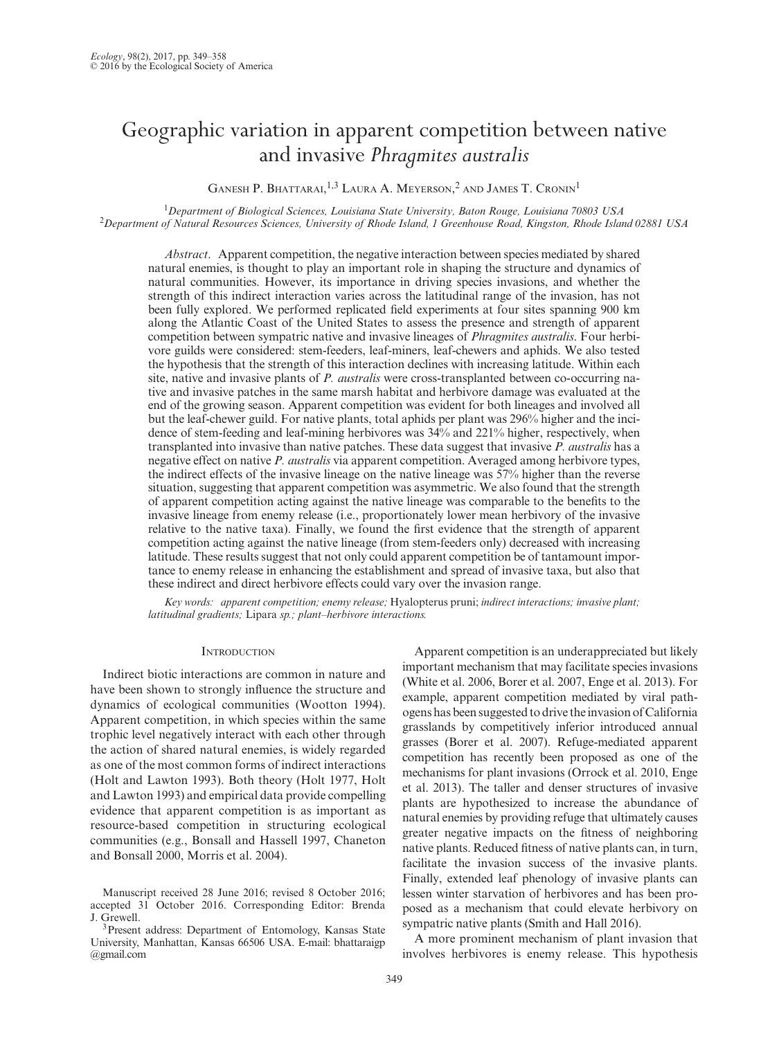# Geographic variation in apparent competition between native and invasive *Phragmites australis*

Ganesh P. Bhattarai,[1,3] Laura A. Meyerson,[2] and James T. Cronin[1]

[1]*Department of Biological Sciences, Louisiana State University, Baton Rouge, Louisiana 70803 USA*
[2]*Department of Natural Resources Sciences, University of Rhode Island, 1 Greenhouse Road, Kingston, Rhode Island 02881 USA*

*Abstract*. Apparent competition, the negative interaction between species mediated by shared natural enemies, is thought to play an important role in shaping the structure and dynamics of natural communities. However, its importance in driving species invasions, and whether the strength of this indirect interaction varies across the latitudinal range of the invasion, has not been fully explored. We performed replicated field experiments at four sites spanning 900 km along the Atlantic Coast of the United States to assess the presence and strength of apparent competition between sympatric native and invasive lineages of *Phragmites australis*. Four herbivore guilds were considered: stem-feeders, leaf-miners, leaf-chewers and aphids. We also tested the hypothesis that the strength of this interaction declines with increasing latitude. Within each site, native and invasive plants of *P. australis* were cross-transplanted between co-occurring native and invasive patches in the same marsh habitat and herbivore damage was evaluated at the end of the growing season. Apparent competition was evident for both lineages and involved all but the leaf-chewer guild. For native plants, total aphids per plant was 296% higher and the incidence of stem-feeding and leaf-mining herbivores was 34% and 221% higher, respectively, when transplanted into invasive than native patches. These data suggest that invasive *P. australis* has a negative effect on native *P. australis* via apparent competition. Averaged among herbivore types, the indirect effects of the invasive lineage on the native lineage was 57% higher than the reverse situation, suggesting that apparent competition was asymmetric. We also found that the strength of apparent competition acting against the native lineage was comparable to the benefits to the invasive lineage from enemy release (i.e., proportionately lower mean herbivory of the invasive relative to the native taxa). Finally, we found the first evidence that the strength of apparent competition acting against the native lineage (from stem-feeders only) decreased with increasing latitude. These results suggest that not only could apparent competition be of tantamount importance to enemy release in enhancing the establishment and spread of invasive taxa, but also that these indirect and direct herbivore effects could vary over the invasion range.

*Key words: apparent competition; enemy release;* Hyalopterus pruni; *indirect interactions; invasive plant; latitudinal gradients;* Lipara *sp.; plant–herbivore interactions.*

## Introduction

Indirect biotic interactions are common in nature and have been shown to strongly influence the structure and dynamics of ecological communities (Wootton 1994). Apparent competition, in which species within the same trophic level negatively interact with each other through the action of shared natural enemies, is widely regarded as one of the most common forms of indirect interactions (Holt and Lawton 1993). Both theory (Holt 1977, Holt and Lawton 1993) and empirical data provide compelling evidence that apparent competition is as important as resource-based competition in structuring ecological communities (e.g., Bonsall and Hassell 1997, Chaneton and Bonsall 2000, Morris et al. 2004).

Apparent competition is an underappreciated but likely important mechanism that may facilitate species invasions (White et al. 2006, Borer et al. 2007, Enge et al. 2013). For example, apparent competition mediated by viral pathogens has been suggested to drive the invasion of California grasslands by competitively inferior introduced annual grasses (Borer et al. 2007). Refuge-mediated apparent competition has recently been proposed as one of the mechanisms for plant invasions (Orrock et al. 2010, Enge et al. 2013). The taller and denser structures of invasive plants are hypothesized to increase the abundance of natural enemies by providing refuge that ultimately causes greater negative impacts on the fitness of neighboring native plants. Reduced fitness of native plants can, in turn, facilitate the invasion success of the invasive plants. Finally, extended leaf phenology of invasive plants can lessen winter starvation of herbivores and has been proposed as a mechanism that could elevate herbivory on sympatric native plants (Smith and Hall 2016).

A more prominent mechanism of plant invasion that involves herbivores is enemy release. This hypothesis

Manuscript received 28 June 2016; revised 8 October 2016; accepted 31 October 2016. Corresponding Editor: Brenda J. Grewell.

[3]Present address: Department of Entomology, Kansas State University, Manhattan, Kansas 66506 USA. E-mail: bhattaraigp@gmail.com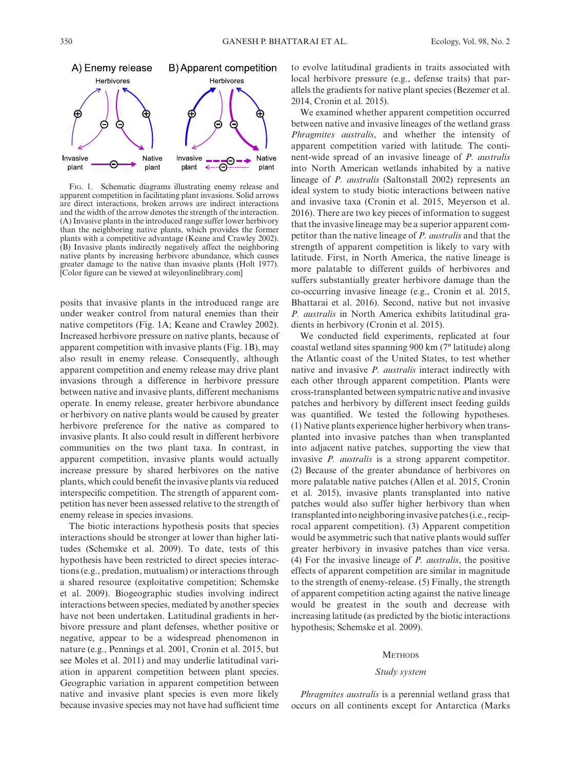Fig. 1. Schematic diagrams illustrating enemy release and apparent competition in facilitating plant invasions. Solid arrows are direct interactions, broken arrows are indirect interactions and the width of the arrow denotes the strength of the interaction. (A) Invasive plants in the introduced range suffer lower herbivory than the neighboring native plants, which provides the former plants with a competitive advantage (Keane and Crawley 2002). (B) Invasive plants indirectly negatively affect the neighboring native plants by increasing herbivore abundance, which causes greater damage to the native than invasive plants (Holt 1977). [Color figure can be viewed at wileyonlinelibrary.com]

posits that invasive plants in the introduced range are under weaker control from natural enemies than their native competitors (Fig. 1A; Keane and Crawley 2002). Increased herbivore pressure on native plants, because of apparent competition with invasive plants (Fig. 1B), may also result in enemy release. Consequently, although apparent competition and enemy release may drive plant invasions through a difference in herbivore pressure between native and invasive plants, different mechanisms operate. In enemy release, greater herbivore abundance or herbivory on native plants would be caused by greater herbivore preference for the native as compared to invasive plants. It also could result in different herbivore communities on the two plant taxa. In contrast, in apparent competition, invasive plants would actually increase pressure by shared herbivores on the native plants, which could benefit the invasive plants via reduced interspecific competition. The strength of apparent competition has never been assessed relative to the strength of enemy release in species invasions.

The biotic interactions hypothesis posits that species interactions should be stronger at lower than higher latitudes (Schemske et al. 2009). To date, tests of this hypothesis have been restricted to direct species interactions (e.g., predation, mutualism) or interactions through a shared resource (exploitative competition; Schemske et al. 2009). Biogeographic studies involving indirect interactions between species, mediated by another species have not been undertaken. Latitudinal gradients in herbivore pressure and plant defenses, whether positive or negative, appear to be a widespread phenomenon in nature (e.g., Pennings et al. 2001, Cronin et al. 2015, but see Moles et al. 2011) and may underlie latitudinal variation in apparent competition between plant species. Geographic variation in apparent competition between native and invasive plant species is even more likely because invasive species may not have had sufficient time to evolve latitudinal gradients in traits associated with local herbivore pressure (e.g., defense traits) that parallels the gradients for native plant species (Bezemer et al. 2014, Cronin et al. 2015).

We examined whether apparent competition occurred between native and invasive lineages of the wetland grass *Phragmites australis*, and whether the intensity of apparent competition varied with latitude. The continent-wide spread of an invasive lineage of *P. australis* into North American wetlands inhabited by a native lineage of *P. australis* (Saltonstall 2002) represents an ideal system to study biotic interactions between native and invasive taxa (Cronin et al. 2015, Meyerson et al. 2016). There are two key pieces of information to suggest that the invasive lineage may be a superior apparent competitor than the native lineage of *P. australis* and that the strength of apparent competition is likely to vary with latitude. First, in North America, the native lineage is more palatable to different guilds of herbivores and suffers substantially greater herbivore damage than the co-occurring invasive lineage (e.g., Cronin et al. 2015, Bhattarai et al. 2016). Second, native but not invasive *P. australis* in North America exhibits latitudinal gradients in herbivory (Cronin et al. 2015).

We conducted field experiments, replicated at four coastal wetland sites spanning 900 km (7° latitude) along the Atlantic coast of the United States, to test whether native and invasive *P. australis* interact indirectly with each other through apparent competition. Plants were cross-transplanted between sympatric native and invasive patches and herbivory by different insect feeding guilds was quantified. We tested the following hypotheses. (1) Native plants experience higher herbivory when transplanted into invasive patches than when transplanted into adjacent native patches, supporting the view that invasive *P. australis* is a strong apparent competitor. (2) Because of the greater abundance of herbivores on more palatable native patches (Allen et al. 2015, Cronin et al. 2015), invasive plants transplanted into native patches would also suffer higher herbivory than when transplanted into neighboring invasive patches (i.e., reciprocal apparent competition). (3) Apparent competition would be asymmetric such that native plants would suffer greater herbivory in invasive patches than vice versa. (4) For the invasive lineage of *P. australis*, the positive effects of apparent competition are similar in magnitude to the strength of enemy-release. (5) Finally, the strength of apparent competition acting against the native lineage would be greatest in the south and decrease with increasing latitude (as predicted by the biotic interactions hypothesis; Schemske et al. 2009).

## Methods

### *Study system*

*Phragmites australis* is a perennial wetland grass that occurs on all continents except for Antarctica (Marks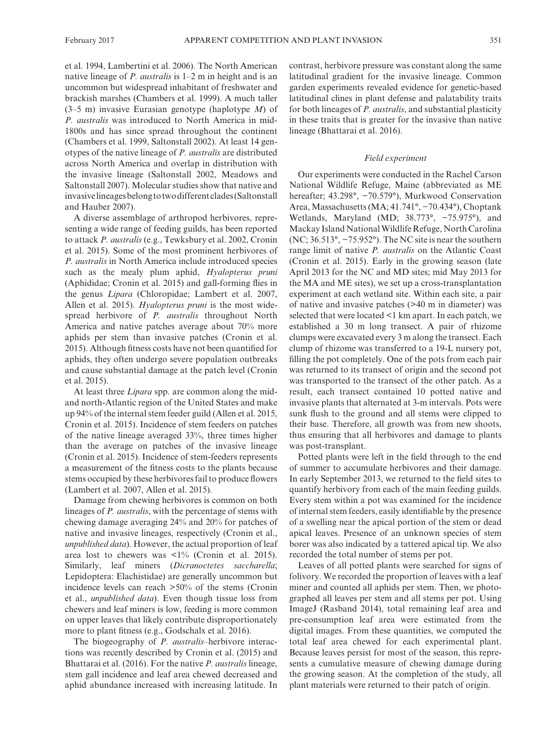et al. 1994, Lambertini et al. 2006). The North American native lineage of *P. australis* is 1–2 m in height and is an uncommon but widespread inhabitant of freshwater and brackish marshes (Chambers et al. 1999). A much taller (3–5 m) invasive Eurasian genotype (haplotype *M*) of *P. australis* was introduced to North America in mid-1800s and has since spread throughout the continent (Chambers et al. 1999, Saltonstall 2002). At least 14 genotypes of the native lineage of *P. australis* are distributed across North America and overlap in distribution with the invasive lineage (Saltonstall 2002, Meadows and Saltonstall 2007). Molecular studies show that native and invasive lineages belong to two different clades (Saltonstall and Hauber 2007).

A diverse assemblage of arthropod herbivores, representing a wide range of feeding guilds, has been reported to attack *P. australis* (e.g., Tewksbury et al. 2002, Cronin et al. 2015). Some of the most prominent herbivores of *P. australis* in North America include introduced species such as the mealy plum aphid, *Hyalopterus pruni* (Aphididae; Cronin et al. 2015) and gall-forming flies in the genus *Lipara* (Chloropidae; Lambert et al. 2007, Allen et al. 2015). *Hyalopterus pruni* is the most widespread herbivore of *P. australis* throughout North America and native patches average about 70% more aphids per stem than invasive patches (Cronin et al. 2015). Although fitness costs have not been quantified for aphids, they often undergo severe population outbreaks and cause substantial damage at the patch level (Cronin et al. 2015).

At least three *Lipara* spp. are common along the mid- and north-Atlantic region of the United States and make up 94% of the internal stem feeder guild (Allen et al. 2015, Cronin et al. 2015). Incidence of stem feeders on patches of the native lineage averaged 33%, three times higher than the average on patches of the invasive lineage (Cronin et al. 2015). Incidence of stem-feeders represents a measurement of the fitness costs to the plants because stems occupied by these herbivores fail to produce flowers (Lambert et al. 2007, Allen et al. 2015).

Damage from chewing herbivores is common on both lineages of *P. australis*, with the percentage of stems with chewing damage averaging 24% and 20% for patches of native and invasive lineages, respectively (Cronin et al., *unpublished data*). However, the actual proportion of leaf area lost to chewers was <1% (Cronin et al. 2015). Similarly, leaf miners (*Dicranoctetes saccharella*; Lepidoptera: Elachistidae) are generally uncommon but incidence levels can reach >50% of the stems (Cronin et al., *unpublished data*). Even though tissue loss from chewers and leaf miners is low, feeding is more common on upper leaves that likely contribute disproportionately more to plant fitness (e.g., Godschalx et al. 2016).

The biogeography of *P. australis*–herbivore interactions was recently described by Cronin et al. (2015) and Bhattarai et al. (2016). For the native *P. australis* lineage, stem gall incidence and leaf area chewed decreased and aphid abundance increased with increasing latitude. In contrast, herbivore pressure was constant along the same latitudinal gradient for the invasive lineage. Common garden experiments revealed evidence for genetic-based latitudinal clines in plant defense and palatability traits for both lineages of *P. australis*, and substantial plasticity in these traits that is greater for the invasive than native lineage (Bhattarai et al. 2016).

### *Field experiment*

Our experiments were conducted in the Rachel Carson National Wildlife Refuge, Maine (abbreviated as ME hereafter; 43.298°, −70.579°), Murkwood Conservation Area, Massachusetts (MA; 41.741°, −70.434°), Choptank Wetlands, Maryland (MD; 38.773°, −75.975°), and Mackay Island National Wildlife Refuge, North Carolina (NC; 36.513°, −75.952°). The NC site is near the southern range limit of native *P. australis* on the Atlantic Coast (Cronin et al. 2015). Early in the growing season (late April 2013 for the NC and MD sites; mid May 2013 for the MA and ME sites), we set up a cross-transplantation experiment at each wetland site. Within each site, a pair of native and invasive patches (>40 m in diameter) was selected that were located <1 km apart. In each patch, we established a 30 m long transect. A pair of rhizome clumps were excavated every 3 m along the transect. Each clump of rhizome was transferred to a 19-L nursery pot, filling the pot completely. One of the pots from each pair was returned to its transect of origin and the second pot was transported to the transect of the other patch. As a result, each transect contained 10 potted native and invasive plants that alternated at 3-m intervals. Pots were sunk flush to the ground and all stems were clipped to their base. Therefore, all growth was from new shoots, thus ensuring that all herbivores and damage to plants was post-transplant.

Potted plants were left in the field through to the end of summer to accumulate herbivores and their damage. In early September 2013, we returned to the field sites to quantify herbivory from each of the main feeding guilds. Every stem within a pot was examined for the incidence of internal stem feeders, easily identifiable by the presence of a swelling near the apical portion of the stem or dead apical leaves. Presence of an unknown species of stem borer was also indicated by a tattered apical tip. We also recorded the total number of stems per pot.

Leaves of all potted plants were searched for signs of folivory. We recorded the proportion of leaves with a leaf miner and counted all aphids per stem. Then, we photographed all leaves per stem and all stems per pot. Using ImageJ (Rasband 2014), total remaining leaf area and pre-consumption leaf area were estimated from the digital images. From these quantities, we computed the total leaf area chewed for each experimental plant. Because leaves persist for most of the season, this represents a cumulative measure of chewing damage during the growing season. At the completion of the study, all plant materials were returned to their patch of origin.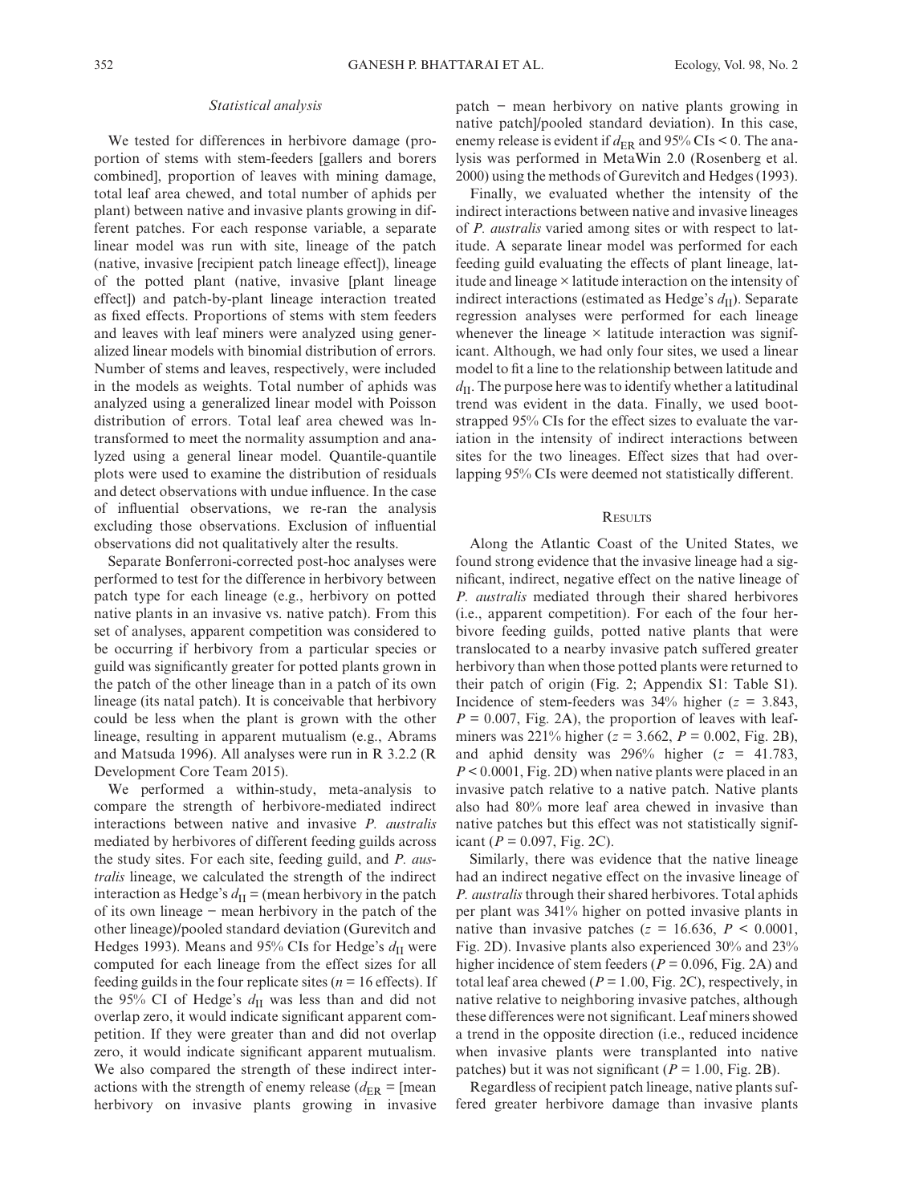### *Statistical analysis*

We tested for differences in herbivore damage (proportion of stems with stem-feeders [gallers and borers combined], proportion of leaves with mining damage, total leaf area chewed, and total number of aphids per plant) between native and invasive plants growing in different patches. For each response variable, a separate linear model was run with site, lineage of the patch (native, invasive [recipient patch lineage effect]), lineage of the potted plant (native, invasive [plant lineage effect]) and patch-by-plant lineage interaction treated as fixed effects. Proportions of stems with stem feeders and leaves with leaf miners were analyzed using generalized linear models with binomial distribution of errors. Number of stems and leaves, respectively, were included in the models as weights. Total number of aphids was analyzed using a generalized linear model with Poisson distribution of errors. Total leaf area chewed was ln-transformed to meet the normality assumption and analyzed using a general linear model. Quantile-quantile plots were used to examine the distribution of residuals and detect observations with undue influence. In the case of influential observations, we re-ran the analysis excluding those observations. Exclusion of influential observations did not qualitatively alter the results.

Separate Bonferroni-corrected post-hoc analyses were performed to test for the difference in herbivory between patch type for each lineage (e.g., herbivory on potted native plants in an invasive vs. native patch). From this set of analyses, apparent competition was considered to be occurring if herbivory from a particular species or guild was significantly greater for potted plants grown in the patch of the other lineage than in a patch of its own lineage (its natal patch). It is conceivable that herbivory could be less when the plant is grown with the other lineage, resulting in apparent mutualism (e.g., Abrams and Matsuda 1996). All analyses were run in R 3.2.2 (R Development Core Team 2015).

We performed a within-study, meta-analysis to compare the strength of herbivore-mediated indirect interactions between native and invasive *P. australis* mediated by herbivores of different feeding guilds across the study sites. For each site, feeding guild, and *P. australis* lineage, we calculated the strength of the indirect interaction as Hedge's $d_{II}$ = (mean herbivory in the patch of its own lineage − mean herbivory in the patch of the other lineage)/pooled standard deviation (Gurevitch and Hedges 1993). Means and 95% CIs for Hedge's $d_{II}$ were computed for each lineage from the effect sizes for all feeding guilds in the four replicate sites ($n = 16$ effects). If the 95% CI of Hedge's $d_{II}$ was less than and did not overlap zero, it would indicate significant apparent competition. If they were greater than and did not overlap zero, it would indicate significant apparent mutualism. We also compared the strength of these indirect interactions with the strength of enemy release ($d_{ER}$ = [mean herbivory on invasive plants growing in invasive patch − mean herbivory on native plants growing in native patch]/pooled standard deviation). In this case, enemy release is evident if $d_{ER}$ and 95% CIs < 0. The analysis was performed in MetaWin 2.0 (Rosenberg et al. 2000) using the methods of Gurevitch and Hedges (1993).

Finally, we evaluated whether the intensity of the indirect interactions between native and invasive lineages of *P. australis* varied among sites or with respect to latitude. A separate linear model was performed for each feeding guild evaluating the effects of plant lineage, latitude and lineage × latitude interaction on the intensity of indirect interactions (estimated as Hedge's $d_{II}$). Separate regression analyses were performed for each lineage whenever the lineage × latitude interaction was significant. Although, we had only four sites, we used a linear model to fit a line to the relationship between latitude and $d_{II}$. The purpose here was to identify whether a latitudinal trend was evident in the data. Finally, we used bootstrapped 95% CIs for the effect sizes to evaluate the variation in the intensity of indirect interactions between sites for the two lineages. Effect sizes that had overlapping 95% CIs were deemed not statistically different.

## Results

Along the Atlantic Coast of the United States, we found strong evidence that the invasive lineage had a significant, indirect, negative effect on the native lineage of *P. australis* mediated through their shared herbivores (i.e., apparent competition). For each of the four herbivore feeding guilds, potted native plants that were translocated to a nearby invasive patch suffered greater herbivory than when those potted plants were returned to their patch of origin (Fig. 2; Appendix S1: Table S1). Incidence of stem-feeders was 34% higher ($z = 3.843$, $P = 0.007$, Fig. 2A), the proportion of leaves with leaf-miners was 221% higher ($z = 3.662$, $P = 0.002$, Fig. 2B), and aphid density was 296% higher ($z = 41.783$, $P < 0.0001$, Fig. 2D) when native plants were placed in an invasive patch relative to a native patch. Native plants also had 80% more leaf area chewed in invasive than native patches but this effect was not statistically significant ($P = 0.097$, Fig. 2C).

Similarly, there was evidence that the native lineage had an indirect negative effect on the invasive lineage of *P. australis* through their shared herbivores. Total aphids per plant was 341% higher on potted invasive plants in native than invasive patches ($z = 16.636$, $P < 0.0001$, Fig. 2D). Invasive plants also experienced 30% and 23% higher incidence of stem feeders ($P = 0.096$, Fig. 2A) and total leaf area chewed ($P = 1.00$, Fig. 2C), respectively, in native relative to neighboring invasive patches, although these differences were not significant. Leaf miners showed a trend in the opposite direction (i.e., reduced incidence when invasive plants were transplanted into native patches) but it was not significant ($P = 1.00$, Fig. 2B).

Regardless of recipient patch lineage, native plants suffered greater herbivore damage than invasive plants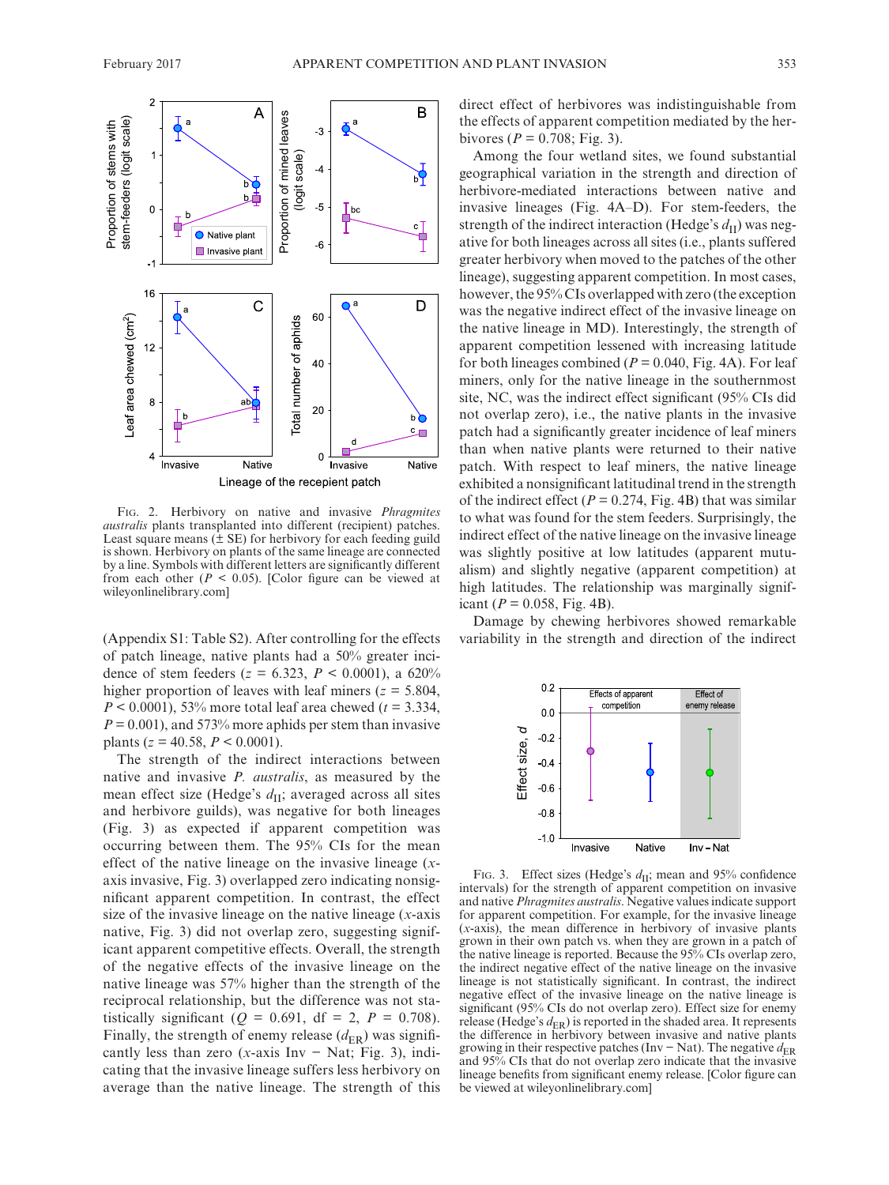FIG. 2. Herbivory on native and invasive *Phragmites australis* plants transplanted into different (recipient) patches. Least square means (± SE) for herbivory for each feeding guild is shown. Herbivory on plants of the same lineage are connected by a line. Symbols with different letters are significantly different from each other ($P < 0.05$). [Color figure can be viewed at wileyonlinelibrary.com]

(Appendix S1: Table S2). After controlling for the effects of patch lineage, native plants had a 50% greater incidence of stem feeders ($z = 6.323$, $P < 0.0001$), a 620% higher proportion of leaves with leaf miners ($z = 5.804$, $P < 0.0001$), 53% more total leaf area chewed ($t = 3.334$, $P = 0.001$), and 573% more aphids per stem than invasive plants ($z = 40.58$, $P < 0.0001$).

The strength of the indirect interactions between native and invasive *P. australis*, as measured by the mean effect size (Hedge's $d_{II}$; averaged across all sites and herbivore guilds), was negative for both lineages (Fig. 3) as expected if apparent competition was occurring between them. The 95% CIs for the mean effect of the native lineage on the invasive lineage (*x*-axis invasive, Fig. 3) overlapped zero indicating nonsignificant apparent competition. In contrast, the effect size of the invasive lineage on the native lineage (*x*-axis native, Fig. 3) did not overlap zero, suggesting significant apparent competitive effects. Overall, the strength of the negative effects of the invasive lineage on the native lineage was 57% higher than the strength of the reciprocal relationship, but the difference was not statistically significant ($Q = 0.691$, df = 2, $P = 0.708$). Finally, the strength of enemy release ($d_{ER}$) was significantly less than zero (*x*-axis Inv − Nat; Fig. 3), indicating that the invasive lineage suffers less herbivory on average than the native lineage. The strength of this direct effect of herbivores was indistinguishable from the effects of apparent competition mediated by the herbivores ($P = 0.708$; Fig. 3).

Among the four wetland sites, we found substantial geographical variation in the strength and direction of herbivore-mediated interactions between native and invasive lineages (Fig. 4A–D). For stem-feeders, the strength of the indirect interaction (Hedge's $d_{II}$) was negative for both lineages across all sites (i.e., plants suffered greater herbivory when moved to the patches of the other lineage), suggesting apparent competition. In most cases, however, the 95% CIs overlapped with zero (the exception was the negative indirect effect of the invasive lineage on the native lineage in MD). Interestingly, the strength of apparent competition lessened with increasing latitude for both lineages combined ($P = 0.040$, Fig. 4A). For leaf miners, only for the native lineage in the southernmost site, NC, was the indirect effect significant (95% CIs did not overlap zero), i.e., the native plants in the invasive patch had a significantly greater incidence of leaf miners than when native plants were returned to their native patch. With respect to leaf miners, the native lineage exhibited a nonsignificant latitudinal trend in the strength of the indirect effect ($P = 0.274$, Fig. 4B) that was similar to what was found for the stem feeders. Surprisingly, the indirect effect of the native lineage on the invasive lineage was slightly positive at low latitudes (apparent mutualism) and slightly negative (apparent competition) at high latitudes. The relationship was marginally significant ($P = 0.058$, Fig. 4B).

Damage by chewing herbivores showed remarkable variability in the strength and direction of the indirect

FIG. 3. Effect sizes (Hedge's $d_{II}$; mean and 95% confidence intervals) for the strength of apparent competition on invasive and native *Phragmites australis*. Negative values indicate support for apparent competition. For example, for the invasive lineage (*x*-axis), the mean difference in herbivory of invasive plants grown in their own patch vs. when they are grown in a patch of the native lineage is reported. Because the 95% CIs overlap zero, the indirect negative effect of the native lineage on the invasive lineage is not statistically significant. In contrast, the indirect negative effect of the invasive lineage on the native lineage is significant (95% CIs do not overlap zero). Effect size for enemy release (Hedge's $d_{ER}$) is reported in the shaded area. It represents the difference in herbivory between invasive and native plants growing in their respective patches (Inv − Nat). The negative $d_{ER}$ and 95% CIs that do not overlap zero indicate that the invasive lineage benefits from significant enemy release. [Color figure can be viewed at wileyonlinelibrary.com]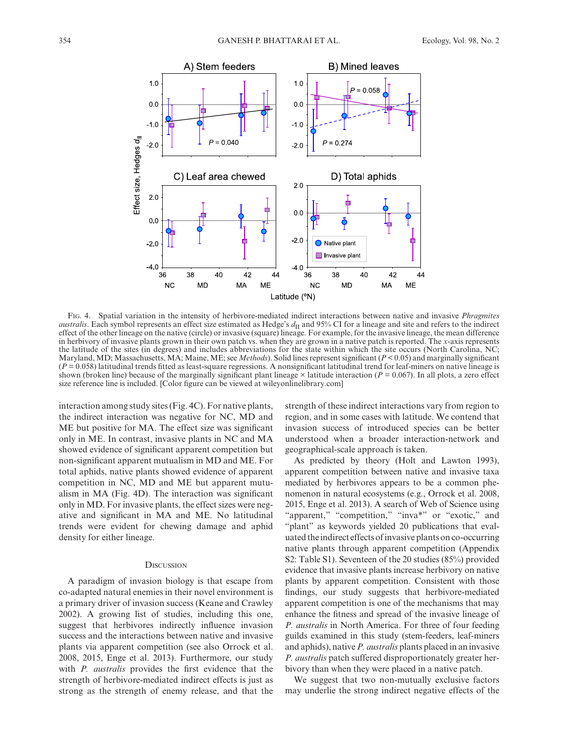Fig. 4. Spatial variation in the intensity of herbivore-mediated indirect interactions between native and invasive *Phragmites australis*. Each symbol represents an effect size estimated as Hedge's $d_{II}$ and 95% CI for a lineage and site and refers to the indirect effect of the other lineage on the native (circle) or invasive (square) lineage. For example, for the invasive lineage, the mean difference in herbivory of invasive plants grown in their own patch vs. when they are grown in a native patch is reported. The *x*-axis represents the latitude of the sites (in degrees) and includes abbreviations for the state within which the site occurs (North Carolina, NC; Maryland, MD; Massachusetts, MA; Maine, ME; see *Methods*). Solid lines represent significant ($P < 0.05$) and marginally significant ($P = 0.058$) latitudinal trends fitted as least-square regressions. A nonsignificant latitudinal trend for leaf-miners on native lineage is shown (broken line) because of the marginally significant plant lineage × latitude interaction ($P = 0.067$). In all plots, a zero effect size reference line is included. [Color figure can be viewed at wileyonlinelibrary.com]

interaction among study sites (Fig. 4C). For native plants, the indirect interaction was negative for NC, MD and ME but positive for MA. The effect size was significant only in ME. In contrast, invasive plants in NC and MA showed evidence of significant apparent competition but non-significant apparent mutualism in MD and ME. For total aphids, native plants showed evidence of apparent competition in NC, MD and ME but apparent mutualism in MA (Fig. 4D). The interaction was significant only in MD. For invasive plants, the effect sizes were negative and significant in MA and ME. No latitudinal trends were evident for chewing damage and aphid density for either lineage.

## Discussion

A paradigm of invasion biology is that escape from co-adapted natural enemies in their novel environment is a primary driver of invasion success (Keane and Crawley 2002). A growing list of studies, including this one, suggest that herbivores indirectly influence invasion success and the interactions between native and invasive plants via apparent competition (see also Orrock et al. 2008, 2015, Enge et al. 2013). Furthermore, our study with *P. australis* provides the first evidence that the strength of herbivore-mediated indirect effects is just as strong as the strength of enemy release, and that the strength of these indirect interactions vary from region to region, and in some cases with latitude. We contend that invasion success of introduced species can be better understood when a broader interaction-network and geographical-scale approach is taken.

As predicted by theory (Holt and Lawton 1993), apparent competition between native and invasive taxa mediated by herbivores appears to be a common phenomenon in natural ecosystems (e.g., Orrock et al. 2008, 2015, Enge et al. 2013). A search of Web of Science using "apparent," "competition," "inva*" or "exotic," and "plant" as keywords yielded 20 publications that evaluated the indirect effects of invasive plants on co-occurring native plants through apparent competition (Appendix S2: Table S1). Seventeen of the 20 studies (85%) provided evidence that invasive plants increase herbivory on native plants by apparent competition. Consistent with those findings, our study suggests that herbivore-mediated apparent competition is one of the mechanisms that may enhance the fitness and spread of the invasive lineage of *P. australis* in North America. For three of four feeding guilds examined in this study (stem-feeders, leaf-miners and aphids), native *P. australis* plants placed in an invasive *P. australis* patch suffered disproportionately greater herbivory than when they were placed in a native patch.

We suggest that two non-mutually exclusive factors may underlie the strong indirect negative effects of the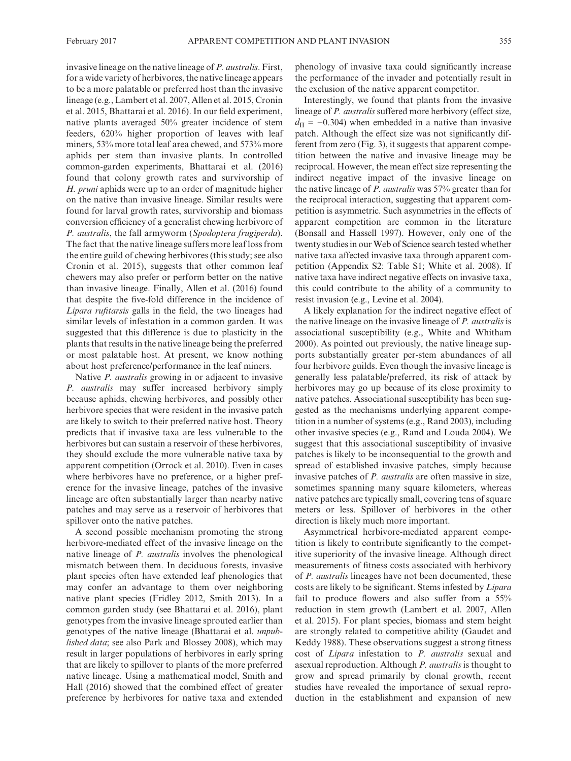invasive lineage on the native lineage of *P. australis*. First, for a wide variety of herbivores, the native lineage appears to be a more palatable or preferred host than the invasive lineage (e.g., Lambert et al. 2007, Allen et al. 2015, Cronin et al. 2015, Bhattarai et al. 2016). In our field experiment, native plants averaged 50% greater incidence of stem feeders, 620% higher proportion of leaves with leaf miners, 53% more total leaf area chewed, and 573% more aphids per stem than invasive plants. In controlled common-garden experiments, Bhattarai et al. (2016) found that colony growth rates and survivorship of *H. pruni* aphids were up to an order of magnitude higher on the native than invasive lineage. Similar results were found for larval growth rates, survivorship and biomass conversion efficiency of a generalist chewing herbivore of *P. australis*, the fall armyworm (*Spodoptera frugiperda*). The fact that the native lineage suffers more leaf loss from the entire guild of chewing herbivores (this study; see also Cronin et al. 2015), suggests that other common leaf chewers may also prefer or perform better on the native than invasive lineage. Finally, Allen et al. (2016) found that despite the five-fold difference in the incidence of *Lipara rufitarsis* galls in the field, the two lineages had similar levels of infestation in a common garden. It was suggested that this difference is due to plasticity in the plants that results in the native lineage being the preferred or most palatable host. At present, we know nothing about host preference/performance in the leaf miners.

Native *P. australis* growing in or adjacent to invasive *P. australis* may suffer increased herbivory simply because aphids, chewing herbivores, and possibly other herbivore species that were resident in the invasive patch are likely to switch to their preferred native host. Theory predicts that if invasive taxa are less vulnerable to the herbivores but can sustain a reservoir of these herbivores, they should exclude the more vulnerable native taxa by apparent competition (Orrock et al. 2010). Even in cases where herbivores have no preference, or a higher preference for the invasive lineage, patches of the invasive lineage are often substantially larger than nearby native patches and may serve as a reservoir of herbivores that spillover onto the native patches.

A second possible mechanism promoting the strong herbivore-mediated effect of the invasive lineage on the native lineage of *P. australis* involves the phenological mismatch between them. In deciduous forests, invasive plant species often have extended leaf phenologies that may confer an advantage to them over neighboring native plant species (Fridley 2012, Smith 2013). In a common garden study (see Bhattarai et al. 2016), plant genotypes from the invasive lineage sprouted earlier than genotypes of the native lineage (Bhattarai et al. *unpublished data*; see also Park and Blossey 2008), which may result in larger populations of herbivores in early spring that are likely to spillover to plants of the more preferred native lineage. Using a mathematical model, Smith and Hall (2016) showed that the combined effect of greater preference by herbivores for native taxa and extended phenology of invasive taxa could significantly increase the performance of the invader and potentially result in the exclusion of the native apparent competitor.

Interestingly, we found that plants from the invasive lineage of *P. australis* suffered more herbivory (effect size, $d_{II} = -0.304$) when embedded in a native than invasive patch. Although the effect size was not significantly different from zero (Fig. 3), it suggests that apparent competition between the native and invasive lineage may be reciprocal. However, the mean effect size representing the indirect negative impact of the invasive lineage on the native lineage of *P. australis* was 57% greater than for the reciprocal interaction, suggesting that apparent competition is asymmetric. Such asymmetries in the effects of apparent competition are common in the literature (Bonsall and Hassell 1997). However, only one of the twenty studies in our Web of Science search tested whether native taxa affected invasive taxa through apparent competition (Appendix S2: Table S1; White et al. 2008). If native taxa have indirect negative effects on invasive taxa, this could contribute to the ability of a community to resist invasion (e.g., Levine et al. 2004).

A likely explanation for the indirect negative effect of the native lineage on the invasive lineage of *P. australis* is associational susceptibility (e.g., White and Whitham 2000). As pointed out previously, the native lineage supports substantially greater per-stem abundances of all four herbivore guilds. Even though the invasive lineage is generally less palatable/preferred, its risk of attack by herbivores may go up because of its close proximity to native patches. Associational susceptibility has been suggested as the mechanisms underlying apparent competition in a number of systems (e.g., Rand 2003), including other invasive species (e.g., Rand and Louda 2004). We suggest that this associational susceptibility of invasive patches is likely to be inconsequential to the growth and spread of established invasive patches, simply because invasive patches of *P. australis* are often massive in size, sometimes spanning many square kilometers, whereas native patches are typically small, covering tens of square meters or less. Spillover of herbivores in the other direction is likely much more important.

Asymmetrical herbivore-mediated apparent competition is likely to contribute significantly to the competitive superiority of the invasive lineage. Although direct measurements of fitness costs associated with herbivory of *P. australis* lineages have not been documented, these costs are likely to be significant. Stems infested by *Lipara* fail to produce flowers and also suffer from a 55% reduction in stem growth (Lambert et al. 2007, Allen et al. 2015). For plant species, biomass and stem height are strongly related to competitive ability (Gaudet and Keddy 1988). These observations suggest a strong fitness cost of *Lipara* infestation to *P. australis* sexual and asexual reproduction. Although *P. australis* is thought to grow and spread primarily by clonal growth, recent studies have revealed the importance of sexual reproduction in the establishment and expansion of new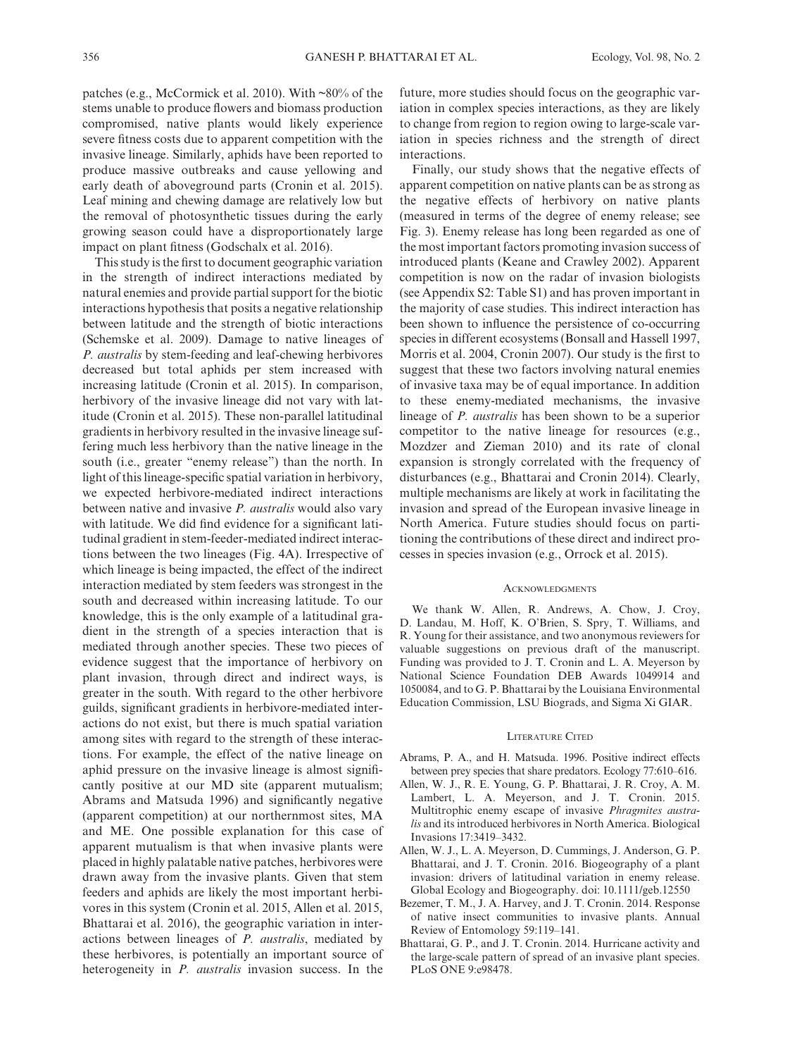patches (e.g., McCormick et al. 2010). With ~80% of the stems unable to produce flowers and biomass production compromised, native plants would likely experience severe fitness costs due to apparent competition with the invasive lineage. Similarly, aphids have been reported to produce massive outbreaks and cause yellowing and early death of aboveground parts (Cronin et al. 2015). Leaf mining and chewing damage are relatively low but the removal of photosynthetic tissues during the early growing season could have a disproportionately large impact on plant fitness (Godschalx et al. 2016).

This study is the first to document geographic variation in the strength of indirect interactions mediated by natural enemies and provide partial support for the biotic interactions hypothesis that posits a negative relationship between latitude and the strength of biotic interactions (Schemske et al. 2009). Damage to native lineages of *P. australis* by stem-feeding and leaf-chewing herbivores decreased but total aphids per stem increased with increasing latitude (Cronin et al. 2015). In comparison, herbivory of the invasive lineage did not vary with latitude (Cronin et al. 2015). These non-parallel latitudinal gradients in herbivory resulted in the invasive lineage suffering much less herbivory than the native lineage in the south (i.e., greater "enemy release") than the north. In light of this lineage-specific spatial variation in herbivory, we expected herbivore-mediated indirect interactions between native and invasive *P. australis* would also vary with latitude. We did find evidence for a significant latitudinal gradient in stem-feeder-mediated indirect interactions between the two lineages (Fig. 4A). Irrespective of which lineage is being impacted, the effect of the indirect interaction mediated by stem feeders was strongest in the south and decreased within increasing latitude. To our knowledge, this is the only example of a latitudinal gradient in the strength of a species interaction that is mediated through another species. These two pieces of evidence suggest that the importance of herbivory on plant invasion, through direct and indirect ways, is greater in the south. With regard to the other herbivore guilds, significant gradients in herbivore-mediated interactions do not exist, but there is much spatial variation among sites with regard to the strength of these interactions. For example, the effect of the native lineage on aphid pressure on the invasive lineage is almost significantly positive at our MD site (apparent mutualism; Abrams and Matsuda 1996) and significantly negative (apparent competition) at our northernmost sites, MA and ME. One possible explanation for this case of apparent mutualism is that when invasive plants were placed in highly palatable native patches, herbivores were drawn away from the invasive plants. Given that stem feeders and aphids are likely the most important herbivores in this system (Cronin et al. 2015, Allen et al. 2015, Bhattarai et al. 2016), the geographic variation in interactions between lineages of *P. australis*, mediated by these herbivores, is potentially an important source of heterogeneity in *P. australis* invasion success. In the future, more studies should focus on the geographic variation in complex species interactions, as they are likely to change from region to region owing to large-scale variation in species richness and the strength of direct interactions.

Finally, our study shows that the negative effects of apparent competition on native plants can be as strong as the negative effects of herbivory on native plants (measured in terms of the degree of enemy release; see Fig. 3). Enemy release has long been regarded as one of the most important factors promoting invasion success of introduced plants (Keane and Crawley 2002). Apparent competition is now on the radar of invasion biologists (see Appendix S2: Table S1) and has proven important in the majority of case studies. This indirect interaction has been shown to influence the persistence of co-occurring species in different ecosystems (Bonsall and Hassell 1997, Morris et al. 2004, Cronin 2007). Our study is the first to suggest that these two factors involving natural enemies of invasive taxa may be of equal importance. In addition to these enemy-mediated mechanisms, the invasive lineage of *P. australis* has been shown to be a superior competitor to the native lineage for resources (e.g., Mozdzer and Zieman 2010) and its rate of clonal expansion is strongly correlated with the frequency of disturbances (e.g., Bhattarai and Cronin 2014). Clearly, multiple mechanisms are likely at work in facilitating the invasion and spread of the European invasive lineage in North America. Future studies should focus on partitioning the contributions of these direct and indirect processes in species invasion (e.g., Orrock et al. 2015).

## Acknowledgments

We thank W. Allen, R. Andrews, A. Chow, J. Croy, D. Landau, M. Hoff, K. O'Brien, S. Spry, T. Williams, and R. Young for their assistance, and two anonymous reviewers for valuable suggestions on previous draft of the manuscript. Funding was provided to J. T. Cronin and L. A. Meyerson by National Science Foundation DEB Awards 1049914 and 1050084, and to G. P. Bhattarai by the Louisiana Environmental Education Commission, LSU Biograds, and Sigma Xi GIAR.

## Literature Cited

Abrams, P. A., and H. Matsuda. 1996. Positive indirect effects between prey species that share predators. Ecology 77:610–616.

Allen, W. J., R. E. Young, G. P. Bhattarai, J. R. Croy, A. M. Lambert, L. A. Meyerson, and J. T. Cronin. 2015. Multitrophic enemy escape of invasive *Phragmites australis* and its introduced herbivores in North America. Biological Invasions 17:3419–3432.

Allen, W. J., L. A. Meyerson, D. Cummings, J. Anderson, G. P. Bhattarai, and J. T. Cronin. 2016. Biogeography of a plant invasion: drivers of latitudinal variation in enemy release. Global Ecology and Biogeography. doi: 10.1111/geb.12550

Bezemer, T. M., J. A. Harvey, and J. T. Cronin. 2014. Response of native insect communities to invasive plants. Annual Review of Entomology 59:119–141.

Bhattarai, G. P., and J. T. Cronin. 2014. Hurricane activity and the large-scale pattern of spread of an invasive plant species. PLoS ONE 9:e98478.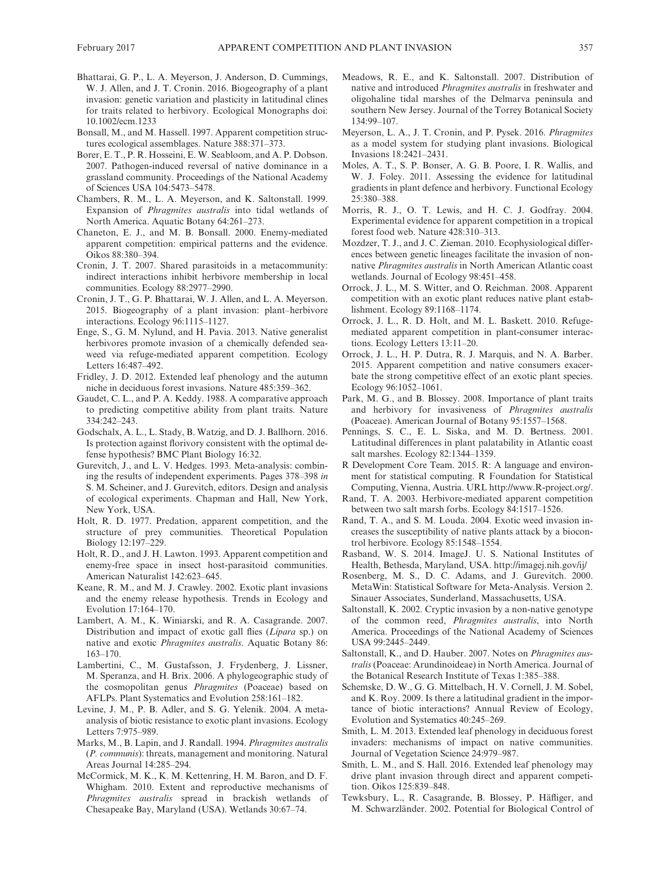Bhattarai, G. P., L. A. Meyerson, J. Anderson, D. Cummings, W. J. Allen, and J. T. Cronin. 2016. Biogeography of a plant invasion: genetic variation and plasticity in latitudinal clines for traits related to herbivory. Ecological Monographs doi: 10.1002/ecm.1233

Bonsall, M., and M. Hassell. 1997. Apparent competition structures ecological assemblages. Nature 388:371–373.

Borer, E. T., P. R. Hosseini, E. W. Seabloom, and A. P. Dobson. 2007. Pathogen-induced reversal of native dominance in a grassland community. Proceedings of the National Academy of Sciences USA 104:5473–5478.

Chambers, R. M., L. A. Meyerson, and K. Saltonstall. 1999. Expansion of *Phragmites australis* into tidal wetlands of North America. Aquatic Botany 64:261–273.

Chaneton, E. J., and M. B. Bonsall. 2000. Enemy-mediated apparent competition: empirical patterns and the evidence. Oikos 88:380–394.

Cronin, J. T. 2007. Shared parasitoids in a metacommunity: indirect interactions inhibit herbivore membership in local communities. Ecology 88:2977–2990.

Cronin, J. T., G. P. Bhattarai, W. J. Allen, and L. A. Meyerson. 2015. Biogeography of a plant invasion: plant–herbivore interactions. Ecology 96:1115–1127.

Enge, S., G. M. Nylund, and H. Pavia. 2013. Native generalist herbivores promote invasion of a chemically defended seaweed via refuge-mediated apparent competition. Ecology Letters 16:487–492.

Fridley, J. D. 2012. Extended leaf phenology and the autumn niche in deciduous forest invasions. Nature 485:359–362.

Gaudet, C. L., and P. A. Keddy. 1988. A comparative approach to predicting competitive ability from plant traits. Nature 334:242–243.

Godschalx, A. L., L. Stady, B. Watzig, and D. J. Ballhorn. 2016. Is protection against florivory consistent with the optimal defense hypothesis? BMC Plant Biology 16:32.

Gurevitch, J., and L. V. Hedges. 1993. Meta-analysis: combining the results of independent experiments. Pages 378–398 *in* S. M. Scheiner, and J. Gurevitch, editors. Design and analysis of ecological experiments. Chapman and Hall, New York, New York, USA.

Holt, R. D. 1977. Predation, apparent competition, and the structure of prey communities. Theoretical Population Biology 12:197–229.

Holt, R. D., and J. H. Lawton. 1993. Apparent competition and enemy-free space in insect host-parasitoid communities. American Naturalist 142:623–645.

Keane, R. M., and M. J. Crawley. 2002. Exotic plant invasions and the enemy release hypothesis. Trends in Ecology and Evolution 17:164–170.

Lambert, A. M., K. Winiarski, and R. A. Casagrande. 2007. Distribution and impact of exotic gall flies (*Lipara* sp.) on native and exotic *Phragmites australis*. Aquatic Botany 86: 163–170.

Lambertini, C., M. Gustafsson, J. Frydenberg, J. Lissner, M. Speranza, and H. Brix. 2006. A phylogeographic study of the cosmopolitan genus *Phragmites* (Poaceae) based on AFLPs. Plant Systematics and Evolution 258:161–182.

Levine, J. M., P. B. Adler, and S. G. Yelenik. 2004. A meta-analysis of biotic resistance to exotic plant invasions. Ecology Letters 7:975–989.

Marks, M., B. Lapin, and J. Randall. 1994. *Phragmites australis* (*P. communis*): threats, management and monitoring. Natural Areas Journal 14:285–294.

McCormick, M. K., K. M. Kettenring, H. M. Baron, and D. F. Whigham. 2010. Extent and reproductive mechanisms of *Phragmites australis* spread in brackish wetlands of Chesapeake Bay, Maryland (USA). Wetlands 30:67–74.

Meadows, R. E., and K. Saltonstall. 2007. Distribution of native and introduced *Phragmites australis* in freshwater and oligohaline tidal marshes of the Delmarva peninsula and southern New Jersey. Journal of the Torrey Botanical Society 134:99–107.

Meyerson, L. A., J. T. Cronin, and P. Pysek. 2016. *Phragmites* as a model system for studying plant invasions. Biological Invasions 18:2421–2431.

Moles, A. T., S. P. Bonser, A. G. B. Poore, I. R. Wallis, and W. J. Foley. 2011. Assessing the evidence for latitudinal gradients in plant defence and herbivory. Functional Ecology 25:380–388.

Morris, R. J., O. T. Lewis, and H. C. J. Godfray. 2004. Experimental evidence for apparent competition in a tropical forest food web. Nature 428:310–313.

Mozdzer, T. J., and J. C. Zieman. 2010. Ecophysiological differences between genetic lineages facilitate the invasion of non-native *Phragmites australis* in North American Atlantic coast wetlands. Journal of Ecology 98:451–458.

Orrock, J. L., M. S. Witter, and O. Reichman. 2008. Apparent competition with an exotic plant reduces native plant establishment. Ecology 89:1168–1174.

Orrock, J. L., R. D. Holt, and M. L. Baskett. 2010. Refuge-mediated apparent competition in plant-consumer interactions. Ecology Letters 13:11–20.

Orrock, J. L., H. P. Dutra, R. J. Marquis, and N. A. Barber. 2015. Apparent competition and native consumers exacerbate the strong competitive effect of an exotic plant species. Ecology 96:1052–1061.

Park, M. G., and B. Blossey. 2008. Importance of plant traits and herbivory for invasiveness of *Phragmites australis* (Poaceae). American Journal of Botany 95:1557–1568.

Pennings, S. C., E. L. Siska, and M. D. Bertness. 2001. Latitudinal differences in plant palatability in Atlantic coast salt marshes. Ecology 82:1344–1359.

R Development Core Team. 2015. R: A language and environment for statistical computing. R Foundation for Statistical Computing, Vienna, Austria. URL http://www.R-project.org/.

Rand, T. A. 2003. Herbivore-mediated apparent competition between two salt marsh forbs. Ecology 84:1517–1526.

Rand, T. A., and S. M. Louda. 2004. Exotic weed invasion increases the susceptibility of native plants attack by a biocontrol herbivore. Ecology 85:1548–1554.

Rasband, W. S. 2014. ImageJ. U. S. National Institutes of Health, Bethesda, Maryland, USA. http://imagej.nih.gov/ij/

Rosenberg, M. S., D. C. Adams, and J. Gurevitch. 2000. MetaWin: Statistical Software for Meta-Analysis. Version 2. Sinauer Associates, Sunderland, Massachusetts, USA.

Saltonstall, K. 2002. Cryptic invasion by a non-native genotype of the common reed, *Phragmites australis*, into North America. Proceedings of the National Academy of Sciences USA 99:2445–2449.

Saltonstall, K., and D. Hauber. 2007. Notes on *Phragmites australis* (Poaceae: Arundinoideae) in North America. Journal of the Botanical Research Institute of Texas 1:385–388.

Schemske, D. W., G. G. Mittelbach, H. V. Cornell, J. M. Sobel, and K. Roy. 2009. Is there a latitudinal gradient in the importance of biotic interactions? Annual Review of Ecology, Evolution and Systematics 40:245–269.

Smith, L. M. 2013. Extended leaf phenology in deciduous forest invaders: mechanisms of impact on native communities. Journal of Vegetation Science 24:979–987.

Smith, L. M., and S. Hall. 2016. Extended leaf phenology may drive plant invasion through direct and apparent competition. Oikos 125:839–848.

Tewksbury, L., R. Casagrande, B. Blossey, P. Häfliger, and M. Schwarzländer. 2002. Potential for Biological Control of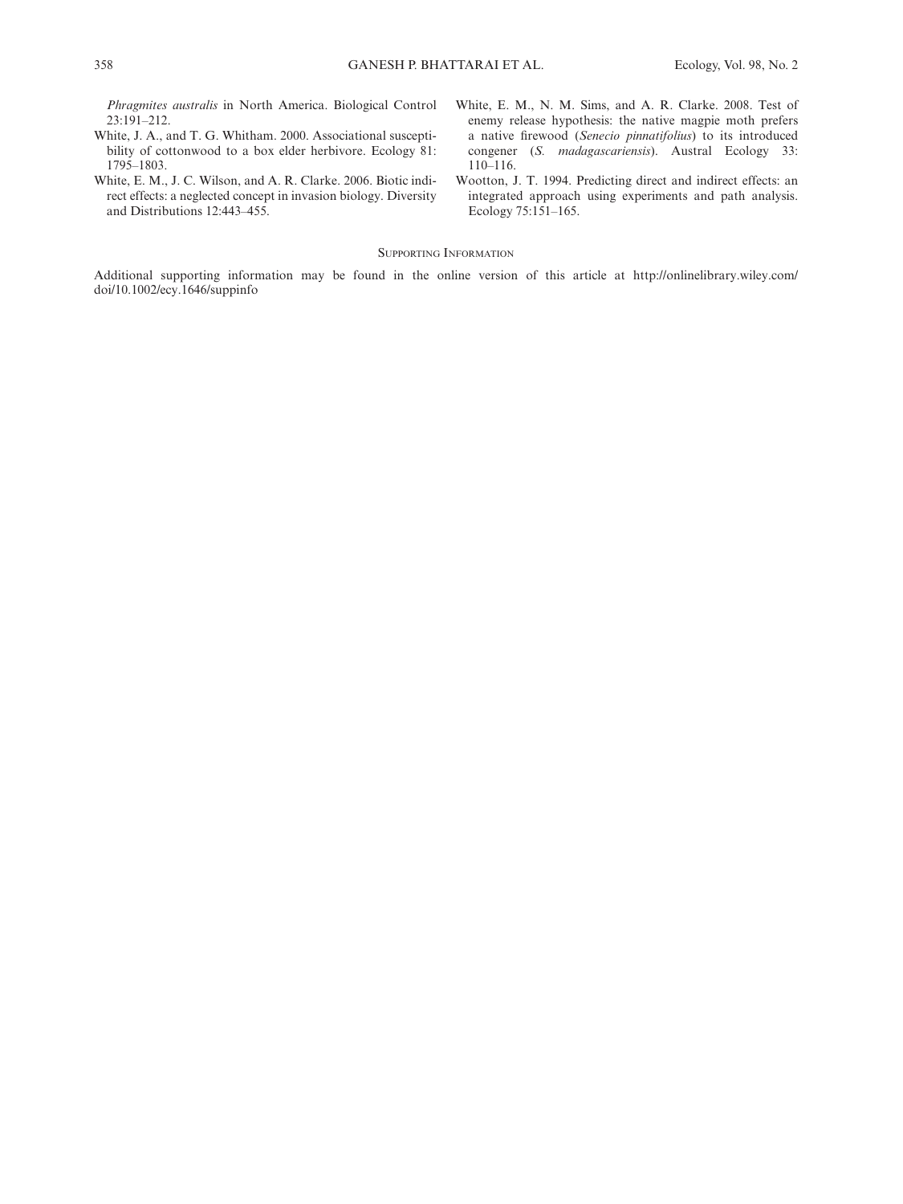*Phragmites australis* in North America. Biological Control 23:191–212.

White, J. A., and T. G. Whitham. 2000. Associational susceptibility of cottonwood to a box elder herbivore. Ecology 81: 1795–1803.

White, E. M., J. C. Wilson, and A. R. Clarke. 2006. Biotic indirect effects: a neglected concept in invasion biology. Diversity and Distributions 12:443–455.

White, E. M., N. M. Sims, and A. R. Clarke. 2008. Test of enemy release hypothesis: the native magpie moth prefers a native fireweed (*Senecio pinnatifolius*) to its introduced congener (*S. madagascariensis*). Austral Ecology 33: 110–116.

Wootton, J. T. 1994. Predicting direct and indirect effects: an integrated approach using experiments and path analysis. Ecology 75:151–165.

## Supporting Information

Additional supporting information may be found in the online version of this article at http://onlinelibrary.wiley.com/doi/10.1002/ecy.1646/suppinfo